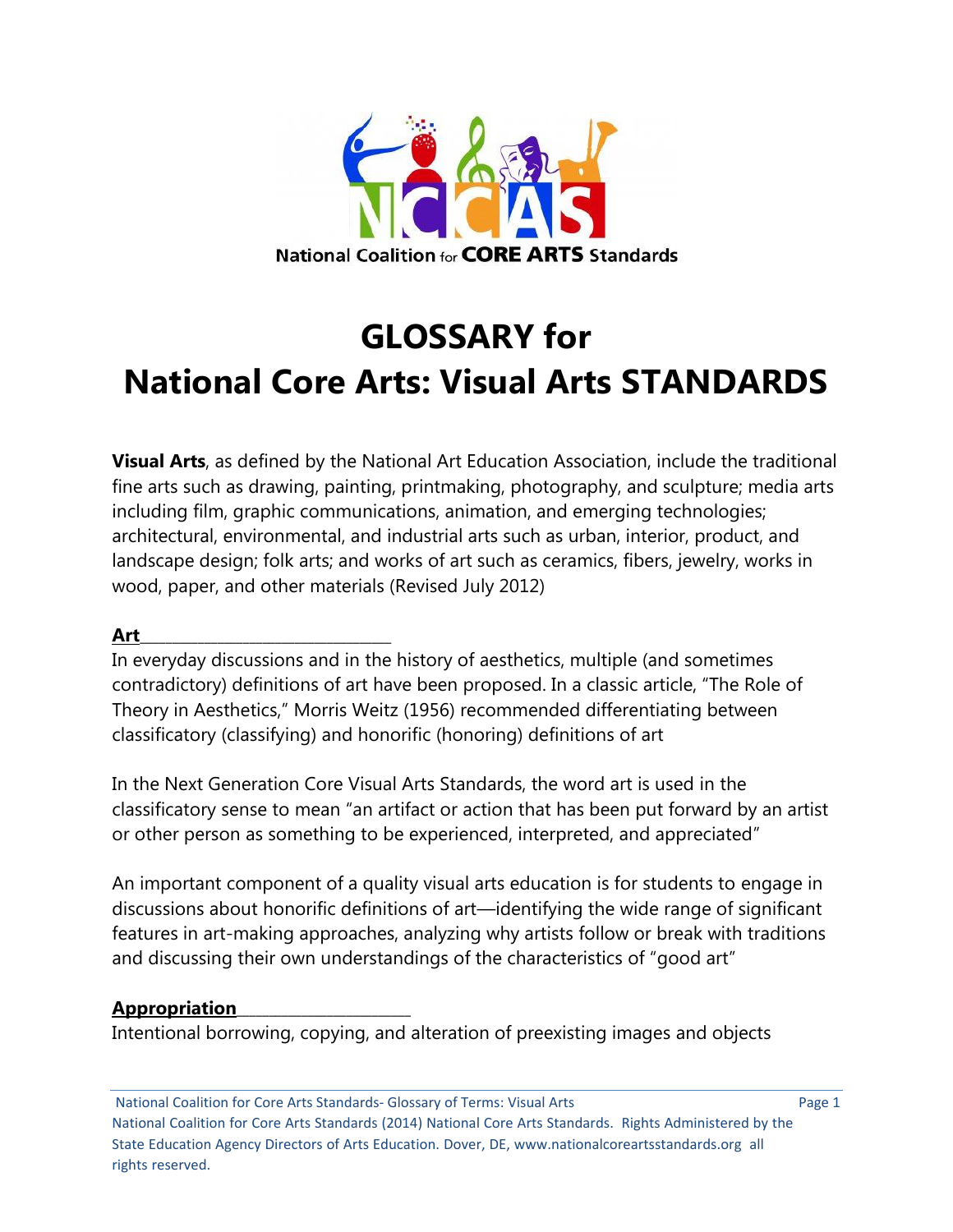# GLOSSARY for National Core Arts: Visual Arts STANDARDS

**Visual Arts**, as defined by the National Art Education Association, include the traditional fine arts such as drawing, painting, printmaking, photography, and sculpture; media arts including film, graphic communications, animation, and emerging technologies; architectural, environmental, and industrial arts such as urban, interior, product, and landscape design; folk arts; and works of art such as ceramics, fibers, jewelry, works in wood, paper, and other materials (Revised July 2012)

**Art**

In everyday discussions and in the history of aesthetics, multiple (and sometimes contradictory) definitions of art have been proposed. In a classic article, "The Role of Theory in Aesthetics," Morris Weitz (1956) recommended differentiating between classificatory (classifying) and honorific (honoring) definitions of art

In the Next Generation Core Visual Arts Standards, the word art is used in the classificatory sense to mean "an artifact or action that has been put forward by an artist or other person as something to be experienced, interpreted, and appreciated"

An important component of a quality visual arts education is for students to engage in discussions about honorific definitions of art—identifying the wide range of significant features in art-making approaches, analyzing why artists follow or break with traditions and discussing their own understandings of the characteristics of "good art"

**Appropriation**

Intentional borrowing, copying, and alteration of preexisting images and objects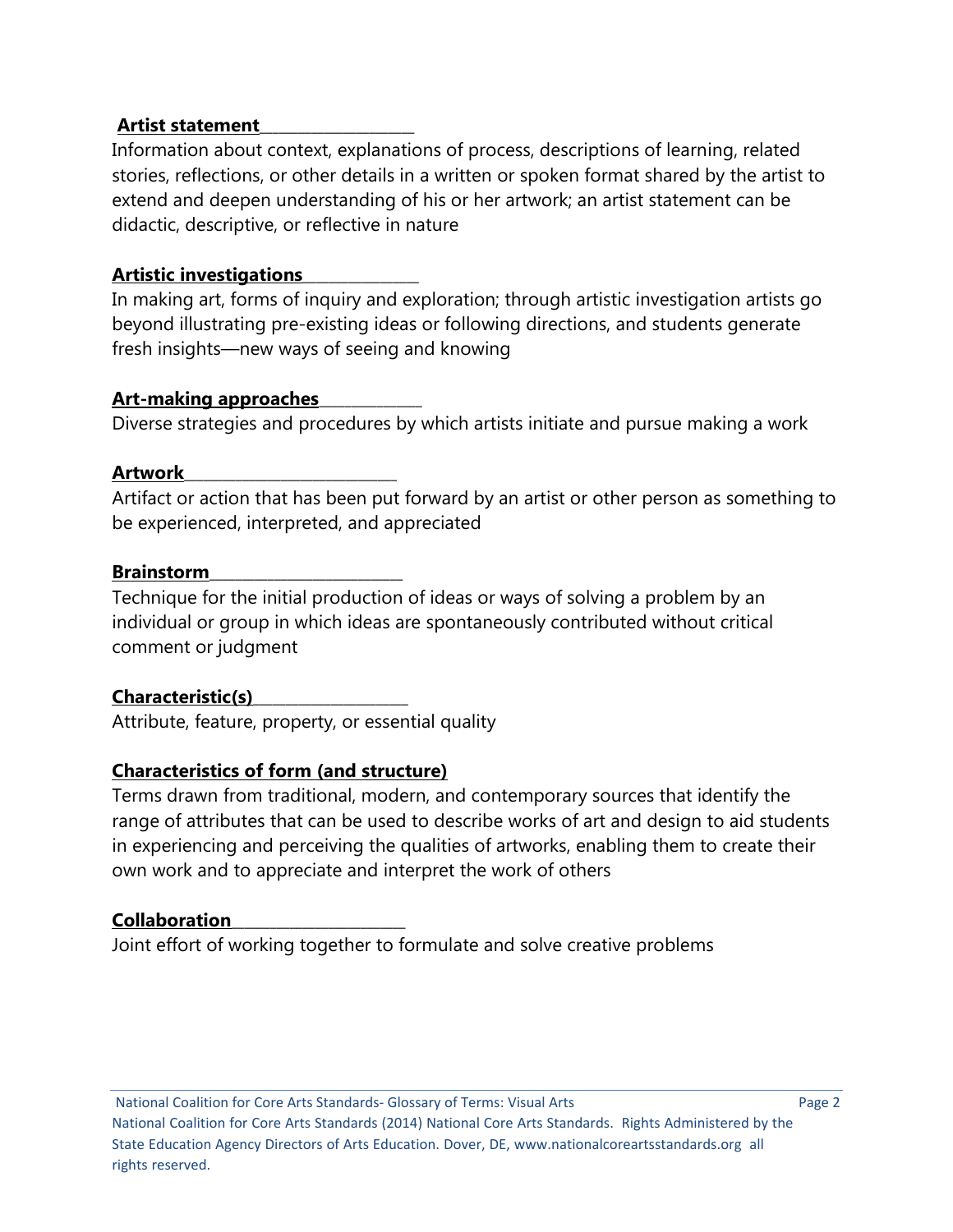**Artist statement**

Information about context, explanations of process, descriptions of learning, related stories, reflections, or other details in a written or spoken format shared by the artist to extend and deepen understanding of his or her artwork; an artist statement can be didactic, descriptive, or reflective in nature

**Artistic investigations**

In making art, forms of inquiry and exploration; through artistic investigation artists go beyond illustrating pre-existing ideas or following directions, and students generate fresh insights—new ways of seeing and knowing

**Art-making approaches**

Diverse strategies and procedures by which artists initiate and pursue making a work

**Artwork**

Artifact or action that has been put forward by an artist or other person as something to be experienced, interpreted, and appreciated

**Brainstorm**

Technique for the initial production of ideas or ways of solving a problem by an individual or group in which ideas are spontaneously contributed without critical comment or judgment

**Characteristic(s)**

Attribute, feature, property, or essential quality

**Characteristics of form (and structure)**

Terms drawn from traditional, modern, and contemporary sources that identify the range of attributes that can be used to describe works of art and design to aid students in experiencing and perceiving the qualities of artworks, enabling them to create their own work and to appreciate and interpret the work of others

**Collaboration**

Joint effort of working together to formulate and solve creative problems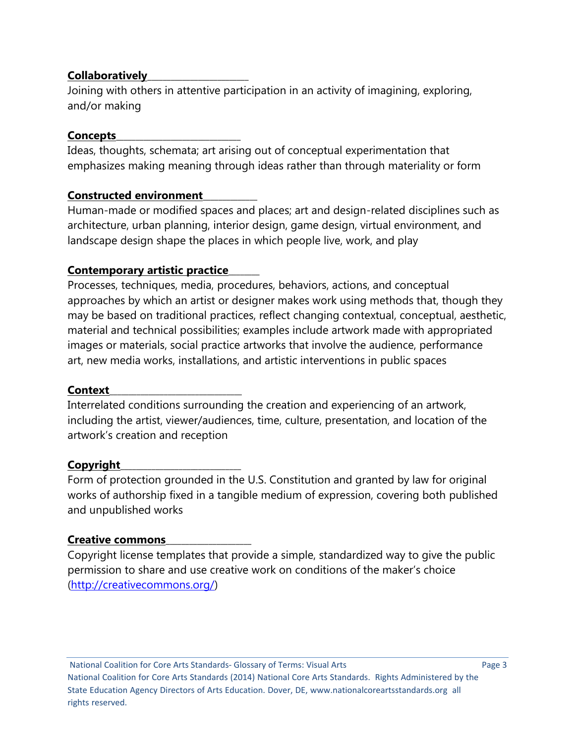**Collaboratively**

Joining with others in attentive participation in an activity of imagining, exploring, and/or making

**Concepts**

Ideas, thoughts, schemata; art arising out of conceptual experimentation that emphasizes making meaning through ideas rather than through materiality or form

**Constructed environment**

Human-made or modified spaces and places; art and design-related disciplines such as architecture, urban planning, interior design, game design, virtual environment, and landscape design shape the places in which people live, work, and play

**Contemporary artistic practice**

Processes, techniques, media, procedures, behaviors, actions, and conceptual approaches by which an artist or designer makes work using methods that, though they may be based on traditional practices, reflect changing contextual, conceptual, aesthetic, material and technical possibilities; examples include artwork made with appropriated images or materials, social practice artworks that involve the audience, performance art, new media works, installations, and artistic interventions in public spaces

**Context**

Interrelated conditions surrounding the creation and experiencing of an artwork, including the artist, viewer/audiences, time, culture, presentation, and location of the artwork's creation and reception

**Copyright**

Form of protection grounded in the U.S. Constitution and granted by law for original works of authorship fixed in a tangible medium of expression, covering both published and unpublished works

**Creative commons**

Copyright license templates that provide a simple, standardized way to give the public permission to share and use creative work on conditions of the maker's choice (http://creativecommons.org/)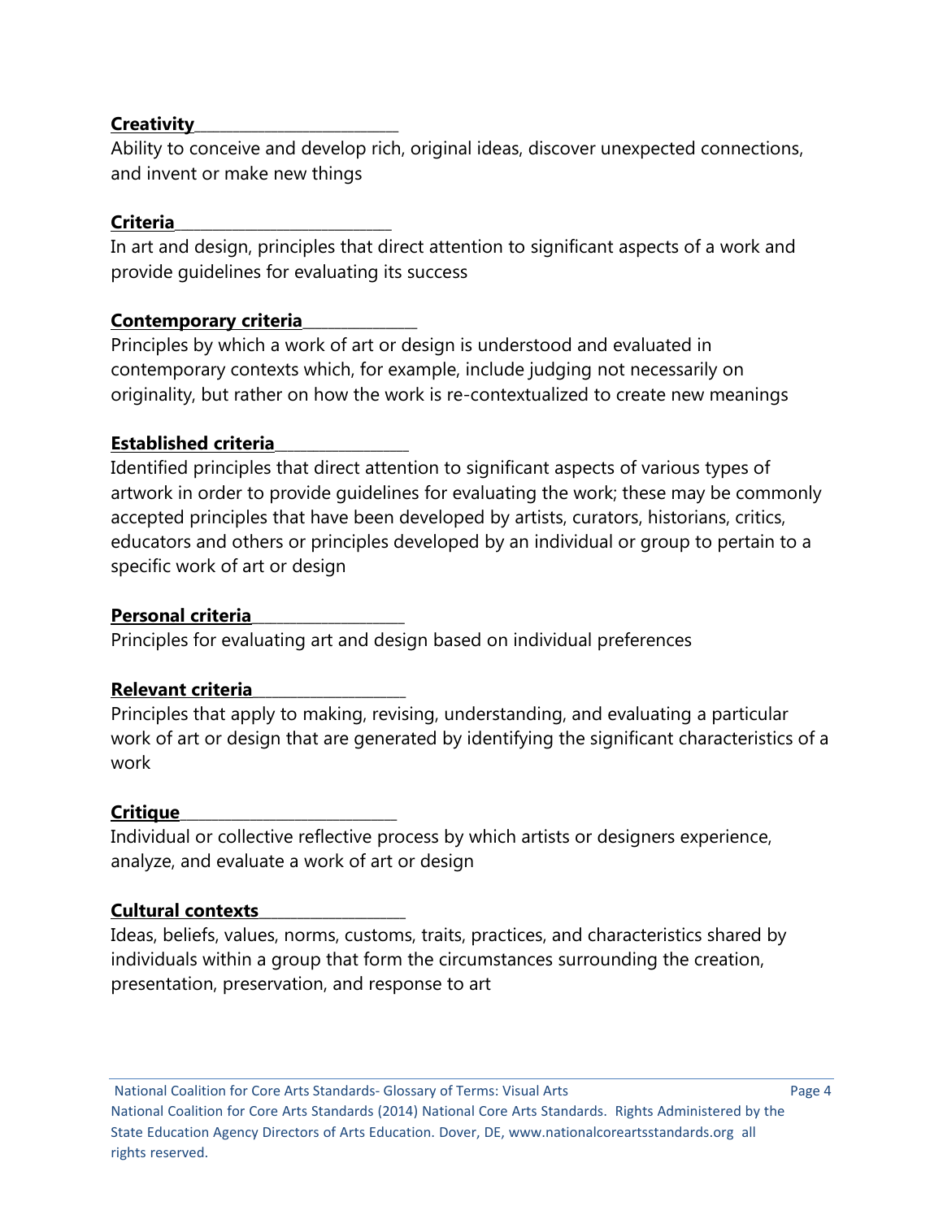**Creativity**

Ability to conceive and develop rich, original ideas, discover unexpected connections, and invent or make new things

**Criteria**

In art and design, principles that direct attention to significant aspects of a work and provide guidelines for evaluating its success

**Contemporary criteria**

Principles by which a work of art or design is understood and evaluated in contemporary contexts which, for example, include judging not necessarily on originality, but rather on how the work is re-contextualized to create new meanings

**Established criteria**

Identified principles that direct attention to significant aspects of various types of artwork in order to provide guidelines for evaluating the work; these may be commonly accepted principles that have been developed by artists, curators, historians, critics, educators and others or principles developed by an individual or group to pertain to a specific work of art or design

**Personal criteria**

Principles for evaluating art and design based on individual preferences

**Relevant criteria**

Principles that apply to making, revising, understanding, and evaluating a particular work of art or design that are generated by identifying the significant characteristics of a work

**Critique**

Individual or collective reflective process by which artists or designers experience, analyze, and evaluate a work of art or design

**Cultural contexts**

Ideas, beliefs, values, norms, customs, traits, practices, and characteristics shared by individuals within a group that form the circumstances surrounding the creation, presentation, preservation, and response to art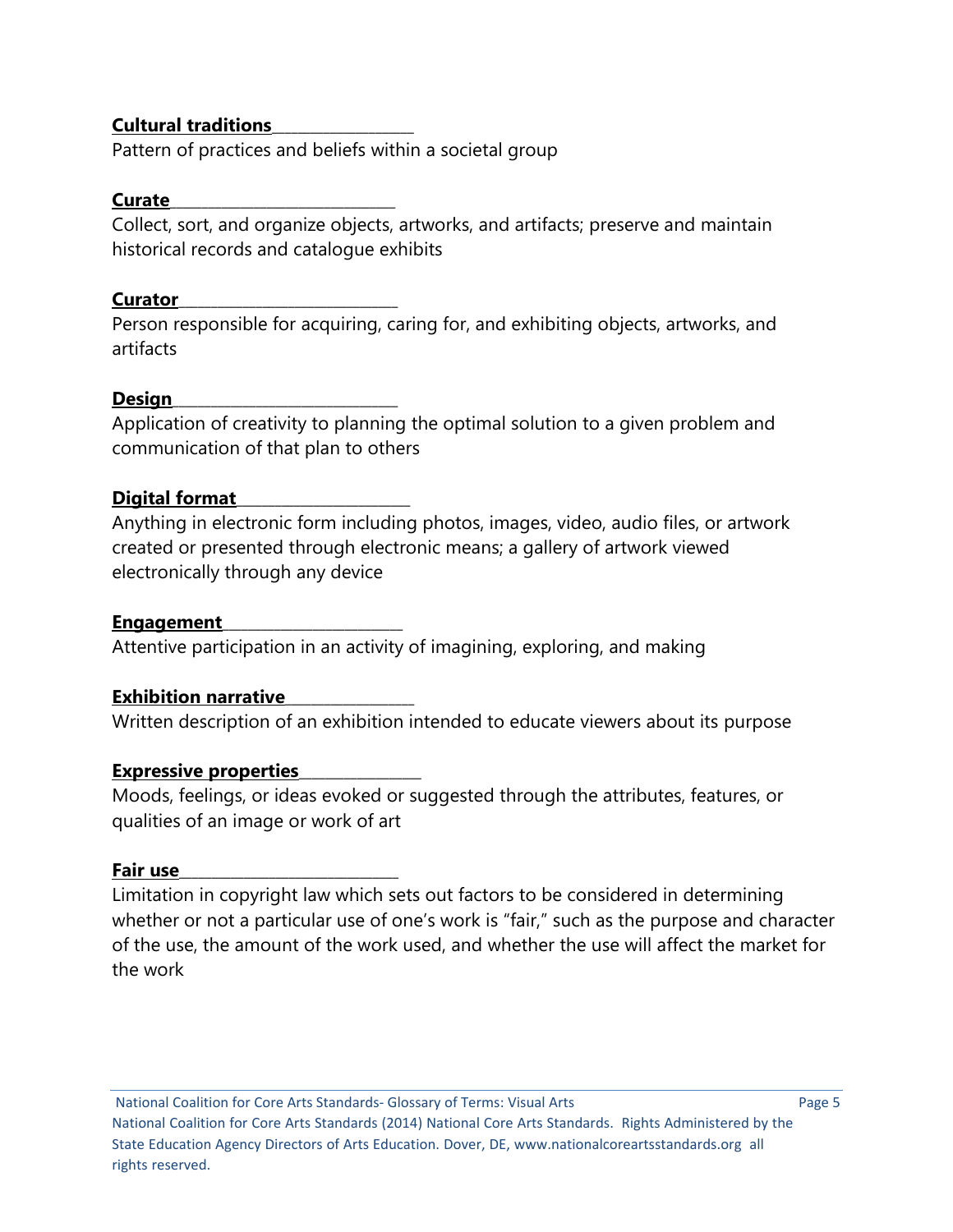**Cultural traditions**

Pattern of practices and beliefs within a societal group

**Curate**

Collect, sort, and organize objects, artworks, and artifacts; preserve and maintain historical records and catalogue exhibits

**Curator**

Person responsible for acquiring, caring for, and exhibiting objects, artworks, and artifacts

**Design**

Application of creativity to planning the optimal solution to a given problem and communication of that plan to others

**Digital format**

Anything in electronic form including photos, images, video, audio files, or artwork created or presented through electronic means; a gallery of artwork viewed electronically through any device

**Engagement**

Attentive participation in an activity of imagining, exploring, and making

**Exhibition narrative**

Written description of an exhibition intended to educate viewers about its purpose

**Expressive properties**

Moods, feelings, or ideas evoked or suggested through the attributes, features, or qualities of an image or work of art

**Fair use**

Limitation in copyright law which sets out factors to be considered in determining whether or not a particular use of one's work is "fair," such as the purpose and character of the use, the amount of the work used, and whether the use will affect the market for the work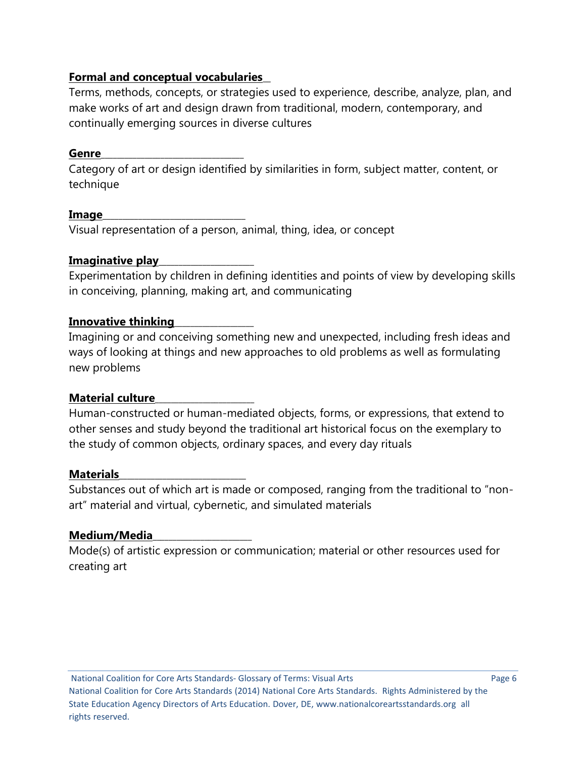**Formal and conceptual vocabularies**

Terms, methods, concepts, or strategies used to experience, describe, analyze, plan, and make works of art and design drawn from traditional, modern, contemporary, and continually emerging sources in diverse cultures

**Genre**

Category of art or design identified by similarities in form, subject matter, content, or technique

**Image**

Visual representation of a person, animal, thing, idea, or concept

**Imaginative play**

Experimentation by children in defining identities and points of view by developing skills in conceiving, planning, making art, and communicating

**Innovative thinking**

Imagining or and conceiving something new and unexpected, including fresh ideas and ways of looking at things and new approaches to old problems as well as formulating new problems

**Material culture**

Human-constructed or human-mediated objects, forms, or expressions, that extend to other senses and study beyond the traditional art historical focus on the exemplary to the study of common objects, ordinary spaces, and every day rituals

**Materials**

Substances out of which art is made or composed, ranging from the traditional to "non-art" material and virtual, cybernetic, and simulated materials

**Medium/Media**

Mode(s) of artistic expression or communication; material or other resources used for creating art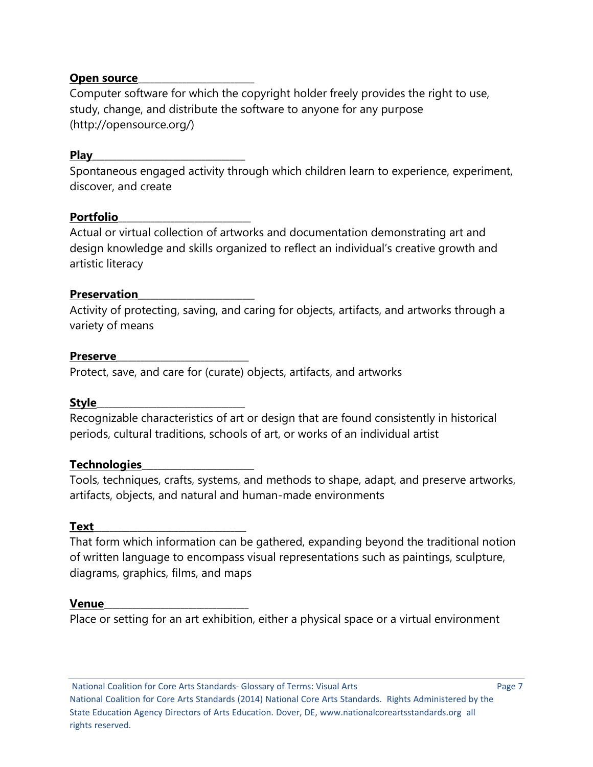**Open source**

Computer software for which the copyright holder freely provides the right to use, study, change, and distribute the software to anyone for any purpose (http://opensource.org/)

**Play**

Spontaneous engaged activity through which children learn to experience, experiment, discover, and create

**Portfolio**

Actual or virtual collection of artworks and documentation demonstrating art and design knowledge and skills organized to reflect an individual's creative growth and artistic literacy

**Preservation**

Activity of protecting, saving, and caring for objects, artifacts, and artworks through a variety of means

**Preserve**

Protect, save, and care for (curate) objects, artifacts, and artworks

**Style**

Recognizable characteristics of art or design that are found consistently in historical periods, cultural traditions, schools of art, or works of an individual artist

**Technologies**

Tools, techniques, crafts, systems, and methods to shape, adapt, and preserve artworks, artifacts, objects, and natural and human-made environments

**Text**

That form which information can be gathered, expanding beyond the traditional notion of written language to encompass visual representations such as paintings, sculpture, diagrams, graphics, films, and maps

**Venue**

Place or setting for an art exhibition, either a physical space or a virtual environment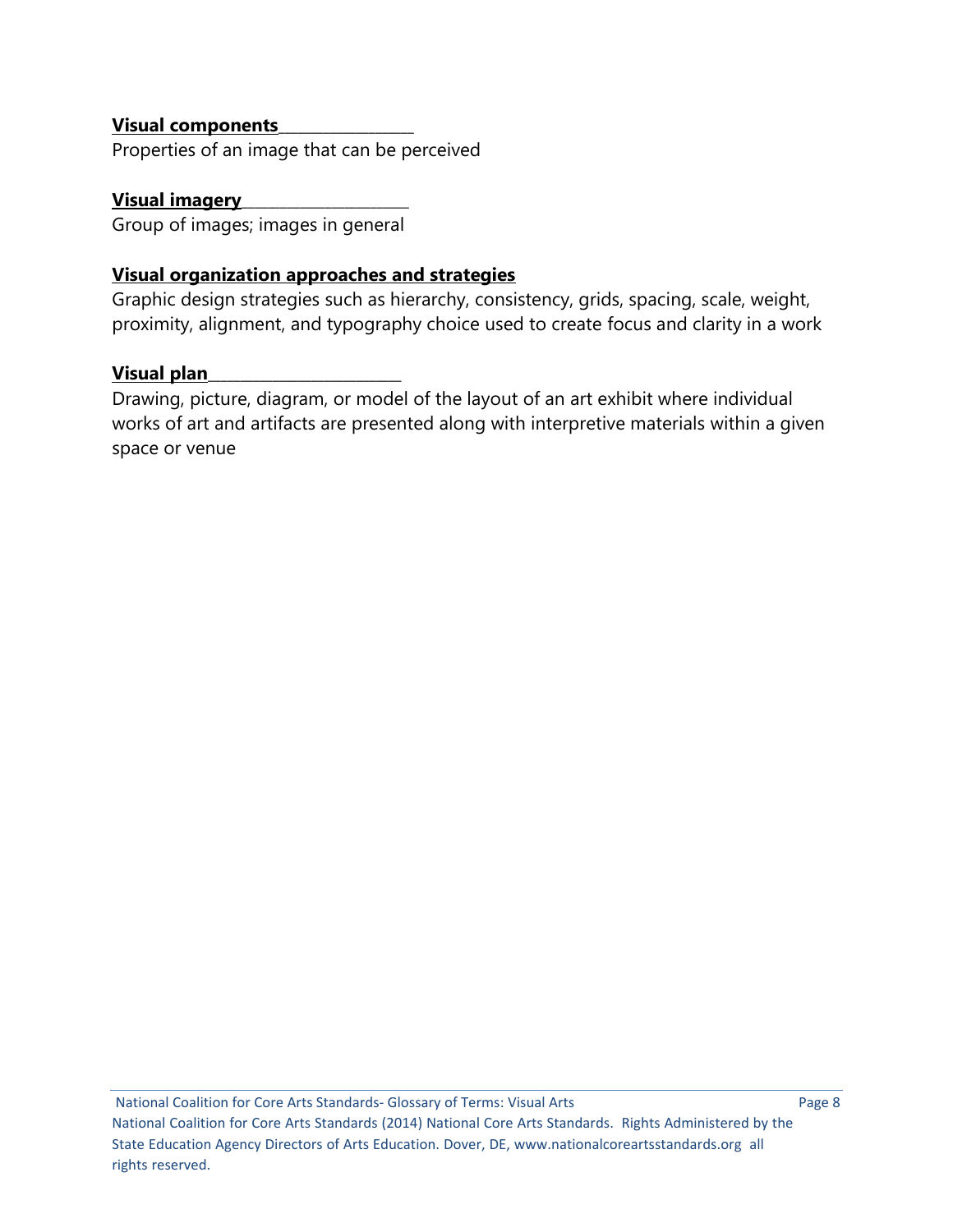**Visual components**

Properties of an image that can be perceived

**Visual imagery**

Group of images; images in general

**Visual organization approaches and strategies**

Graphic design strategies such as hierarchy, consistency, grids, spacing, scale, weight, proximity, alignment, and typography choice used to create focus and clarity in a work

**Visual plan**

Drawing, picture, diagram, or model of the layout of an art exhibit where individual works of art and artifacts are presented along with interpretive materials within a given space or venue